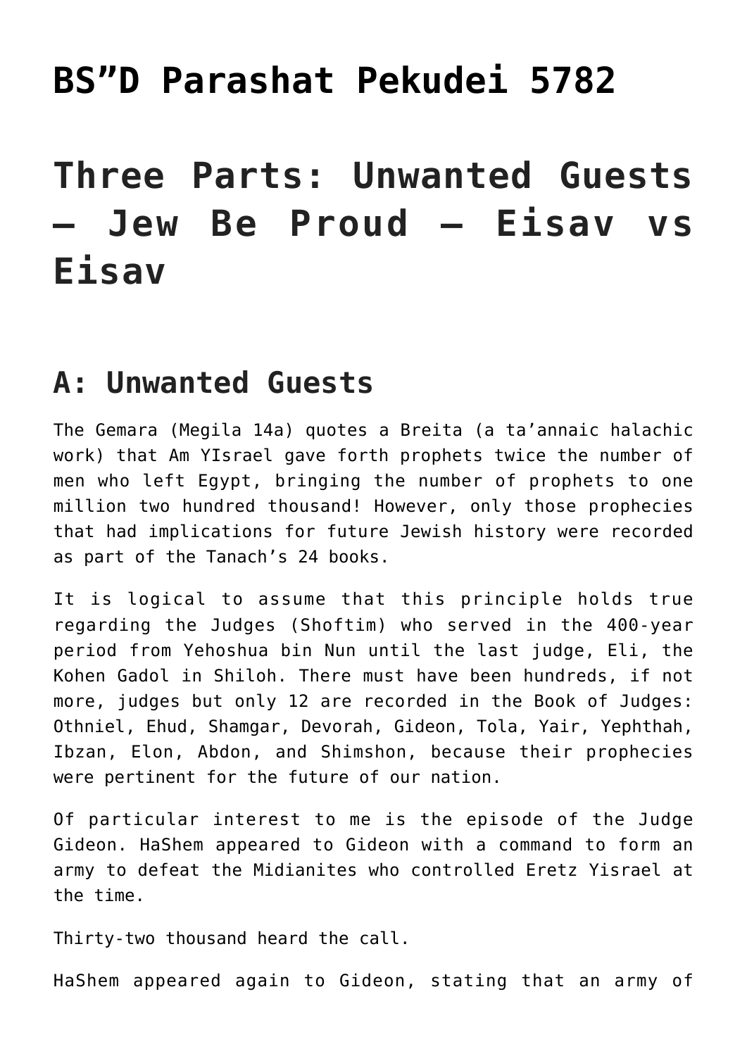# BS"D Parashat Pekudei 5782

# Three Parts: Unwanted Guests – Jew Be Proud – Eisav vs Eisav

## A: Unwanted Guests

The Gemara (Megila 14a) quotes a Breita (a ta'annaic halachic work) that Am YIsrael gave forth prophets twice the number of men who left Egypt, bringing the number of prophets to one million two hundred thousand! However, only those prophecies that had implications for future Jewish history were recorded as part of the Tanach's 24 books.

It is logical to assume that this principle holds true regarding the Judges (Shoftim) who served in the 400-year period from Yehoshua bin Nun until the last judge, Eli, the Kohen Gadol in Shiloh. There must have been hundreds, if not more, judges but only 12 are recorded in the Book of Judges: Othniel, Ehud, Shamgar, Devorah, Gideon, Tola, Yair, Yephthah, Ibzan, Elon, Abdon, and Shimshon, because their prophecies were pertinent for the future of our nation.

Of particular interest to me is the episode of the Judge Gideon. HaShem appeared to Gideon with a command to form an army to defeat the Midianites who controlled Eretz Yisrael at the time.

Thirty-two thousand heard the call.

HaShem appeared again to Gideon, stating that an army of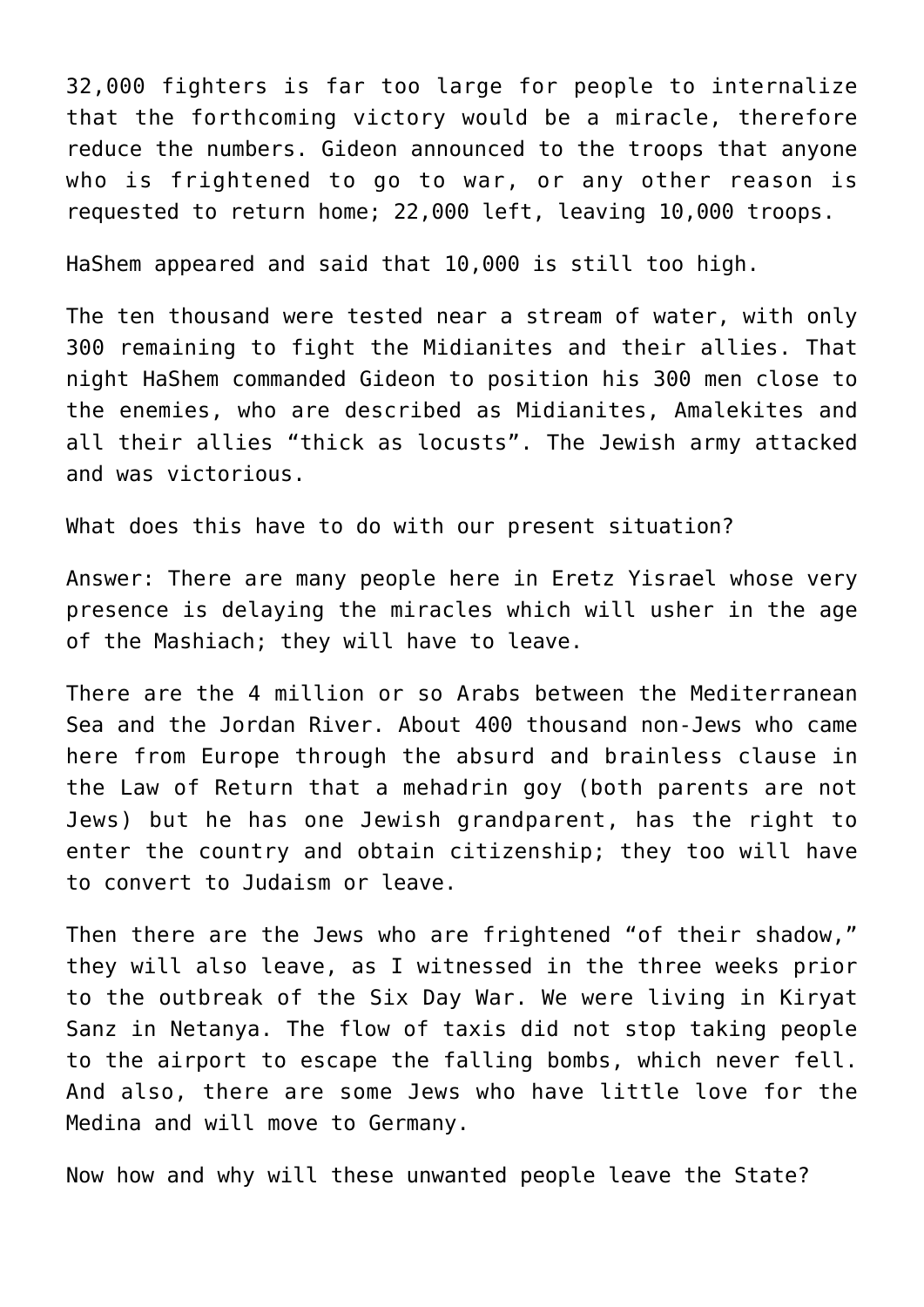32,000 fighters is far too large for people to internalize that the forthcoming victory would be a miracle, therefore reduce the numbers. Gideon announced to the troops that anyone who is frightened to go to war, or any other reason is requested to return home; 22,000 left, leaving 10,000 troops.

HaShem appeared and said that 10,000 is still too high.

The ten thousand were tested near a stream of water, with only 300 remaining to fight the Midianites and their allies. That night HaShem commanded Gideon to position his 300 men close to the enemies, who are described as Midianites, Amalekites and all their allies "thick as locusts". The Jewish army attacked and was victorious.

What does this have to do with our present situation?

Answer: There are many people here in Eretz Yisrael whose very presence is delaying the miracles which will usher in the age of the Mashiach; they will have to leave.

There are the 4 million or so Arabs between the Mediterranean Sea and the Jordan River. About 400 thousand non-Jews who came here from Europe through the absurd and brainless clause in the Law of Return that a mehadrin goy (both parents are not Jews) but he has one Jewish grandparent, has the right to enter the country and obtain citizenship; they too will have to convert to Judaism or leave.

Then there are the Jews who are frightened "of their shadow," they will also leave, as I witnessed in the three weeks prior to the outbreak of the Six Day War. We were living in Kiryat Sanz in Netanya. The flow of taxis did not stop taking people to the airport to escape the falling bombs, which never fell. And also, there are some Jews who have little love for the Medina and will move to Germany.

Now how and why will these unwanted people leave the State?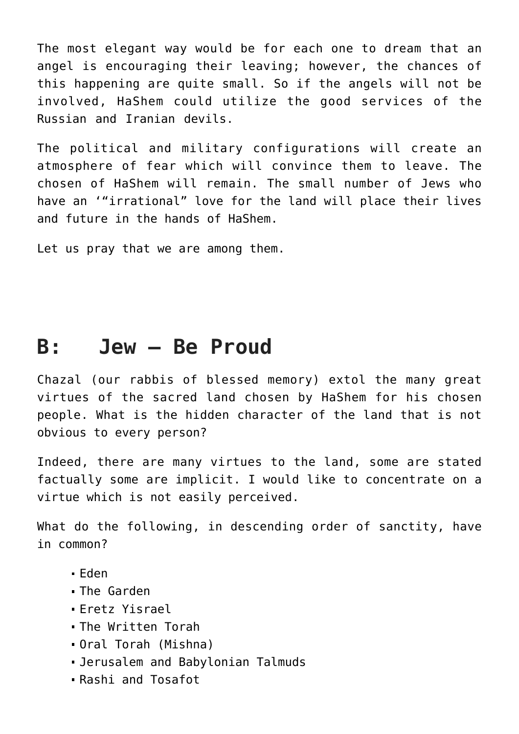The most elegant way would be for each one to dream that an angel is encouraging their leaving; however, the chances of this happening are quite small. So if the angels will not be involved, HaShem could utilize the good services of the Russian and Iranian devils.

The political and military configurations will create an atmosphere of fear which will convince them to leave. The chosen of HaShem will remain. The small number of Jews who have an '"irrational" love for the land will place their lives and future in the hands of HaShem.

Let us pray that we are among them.

## B: Jew – Be Proud

Chazal (our rabbis of blessed memory) extol the many great virtues of the sacred land chosen by HaShem for his chosen people. What is the hidden character of the land that is not obvious to every person?

Indeed, there are many virtues to the land, some are stated factually some are implicit. I would like to concentrate on a virtue which is not easily perceived.

What do the following, in descending order of sanctity, have in common?

- Eden
- The Garden
- Eretz Yisrael
- The Written Torah
- Oral Torah (Mishna)
- Jerusalem and Babylonian Talmuds
- Rashi and Tosafot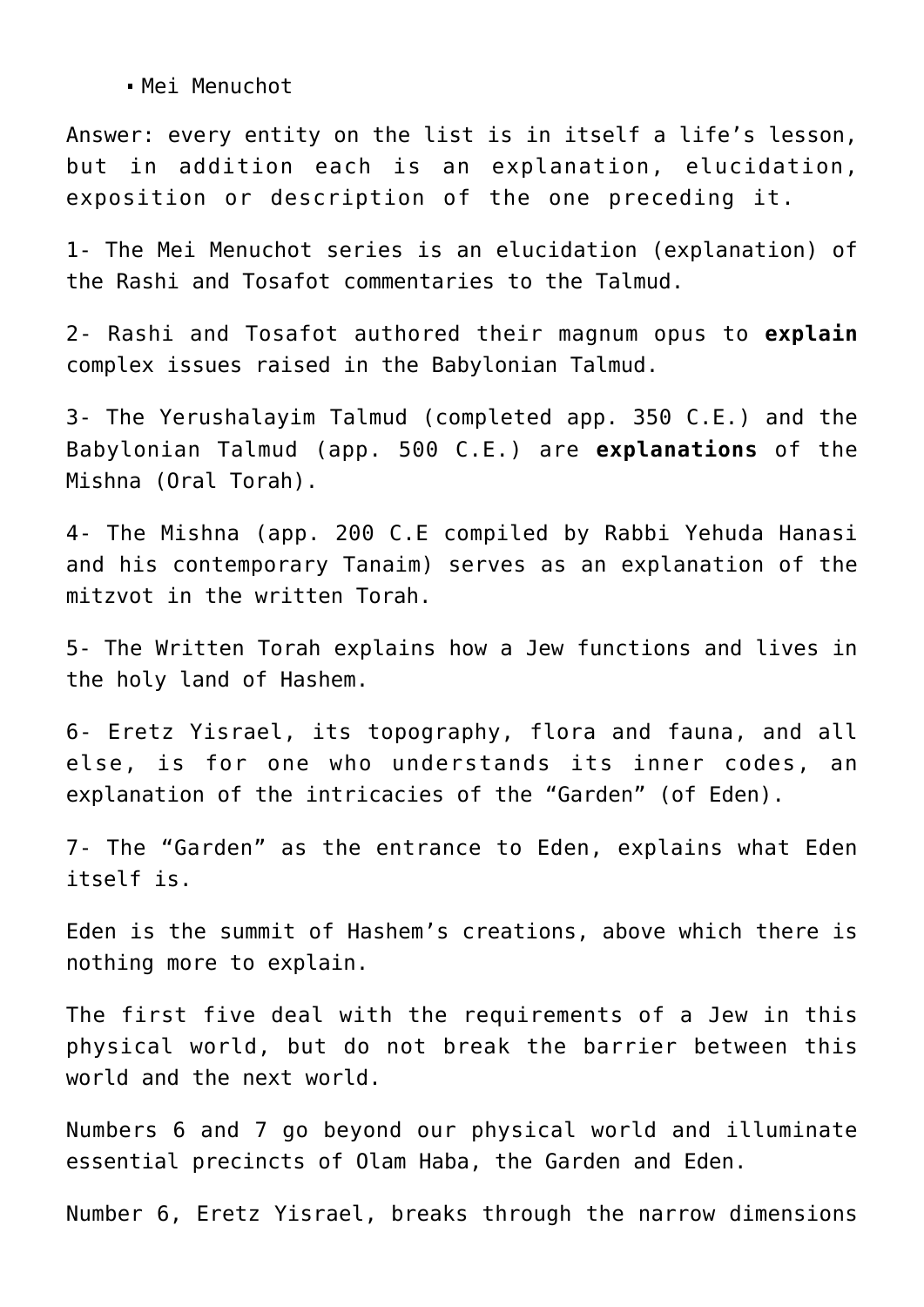- Mei Menuchot

Answer: every entity on the list is in itself a life's lesson, but in addition each is an explanation, elucidation, exposition or description of the one preceding it.

1- The Mei Menuchot series is an elucidation (explanation) of the Rashi and Tosafot commentaries to the Talmud.

2- Rashi and Tosafot authored their magnum opus to **explain** complex issues raised in the Babylonian Talmud.

3- The Yerushalayim Talmud (completed app. 350 C.E.) and the Babylonian Talmud (app. 500 C.E.) are **explanations** of the Mishna (Oral Torah).

4- The Mishna (app. 200 C.E compiled by Rabbi Yehuda Hanasi and his contemporary Tanaim) serves as an explanation of the mitzvot in the written Torah.

5- The Written Torah explains how a Jew functions and lives in the holy land of Hashem.

6- Eretz Yisrael, its topography, flora and fauna, and all else, is for one who understands its inner codes, an explanation of the intricacies of the "Garden" (of Eden).

7- The "Garden" as the entrance to Eden, explains what Eden itself is.

Eden is the summit of Hashem's creations, above which there is nothing more to explain.

The first five deal with the requirements of a Jew in this physical world, but do not break the barrier between this world and the next world.

Numbers 6 and 7 go beyond our physical world and illuminate essential precincts of Olam Haba, the Garden and Eden.

Number 6, Eretz Yisrael, breaks through the narrow dimensions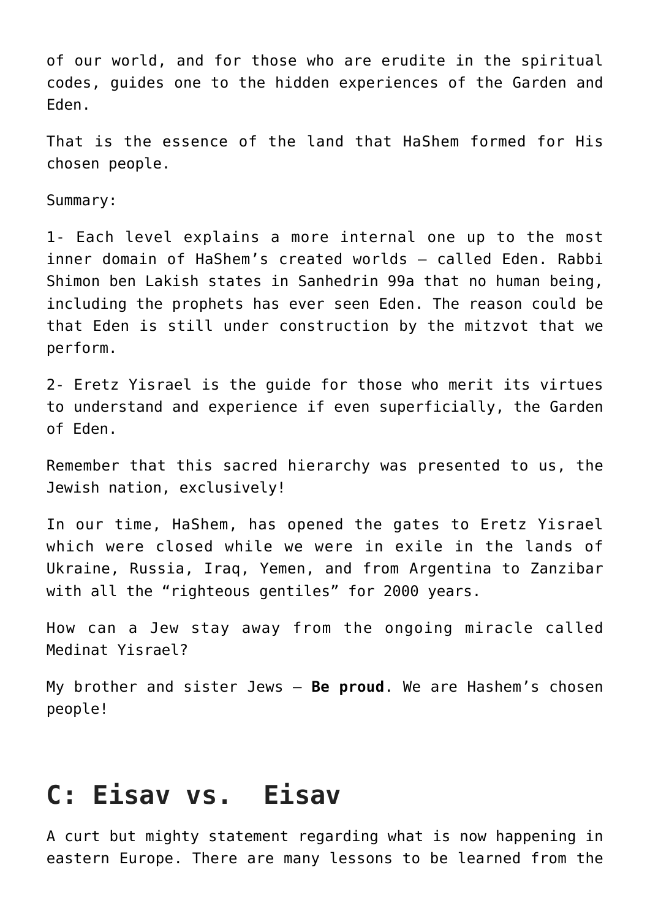of our world, and for those who are erudite in the spiritual codes, guides one to the hidden experiences of the Garden and Eden.

That is the essence of the land that HaShem formed for His chosen people.

Summary:

1- Each level explains a more internal one up to the most inner domain of HaShem's created worlds – called Eden. Rabbi Shimon ben Lakish states in Sanhedrin 99a that no human being, including the prophets has ever seen Eden. The reason could be that Eden is still under construction by the mitzvot that we perform.

2- Eretz Yisrael is the guide for those who merit its virtues to understand and experience if even superficially, the Garden of Eden.

Remember that this sacred hierarchy was presented to us, the Jewish nation, exclusively!

In our time, HaShem, has opened the gates to Eretz Yisrael which were closed while we were in exile in the lands of Ukraine, Russia, Iraq, Yemen, and from Argentina to Zanzibar with all the "righteous gentiles" for 2000 years.

How can a Jew stay away from the ongoing miracle called Medinat Yisrael?

My brother and sister Jews – **Be proud**. We are Hashem's chosen people!

## C: Eisav vs. Eisav

A curt but mighty statement regarding what is now happening in eastern Europe. There are many lessons to be learned from the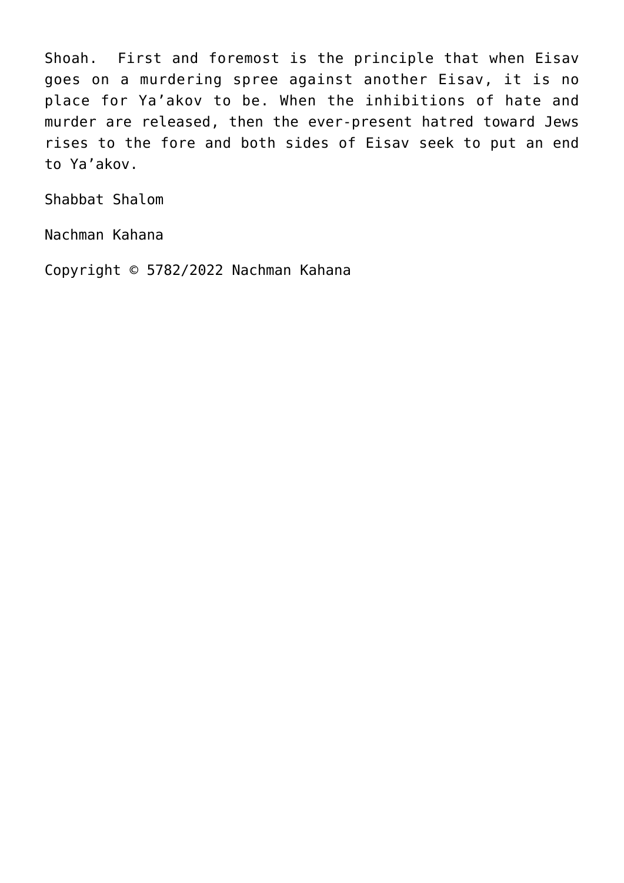Shoah.  First and foremost is the principle that when Eisav goes on a murdering spree against another Eisav, it is no place for Ya'akov to be. When the inhibitions of hate and murder are released, then the ever-present hatred toward Jews rises to the fore and both sides of Eisav seek to put an end to Ya'akov.

Shabbat Shalom

Nachman Kahana

Copyright © 5782/2022 Nachman Kahana